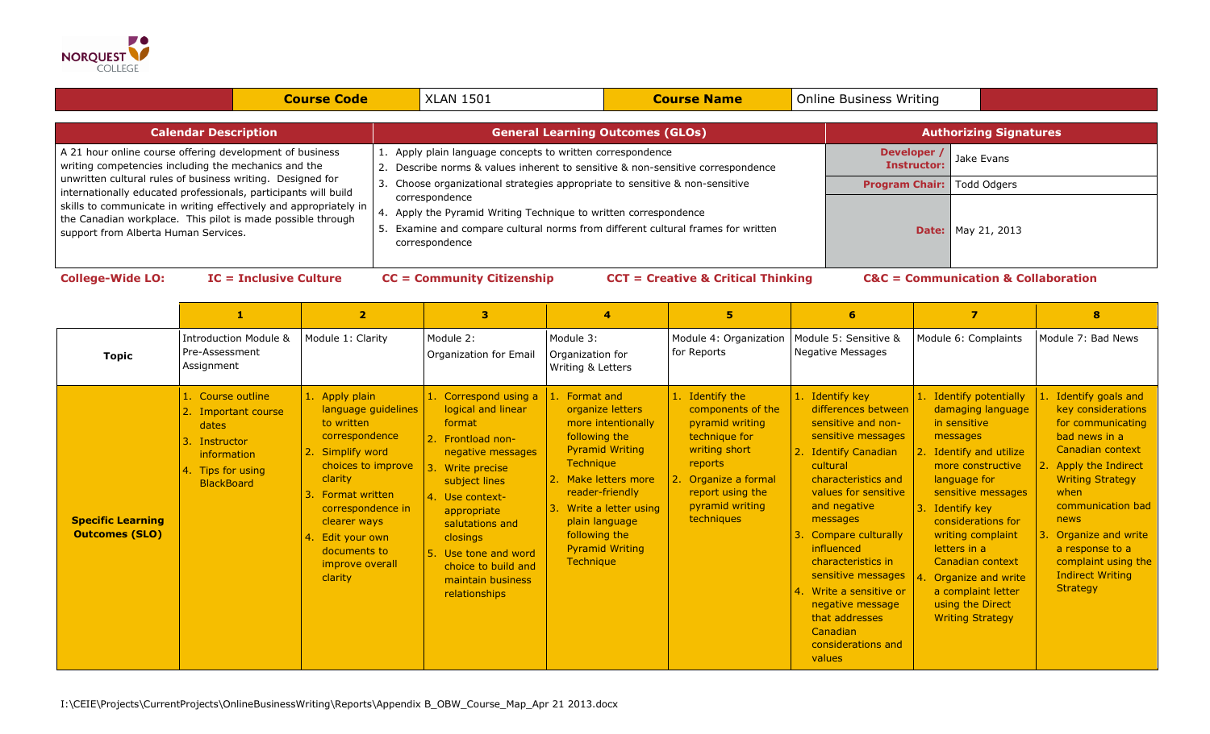NORQUEST COLLEGE

| Course Code | XLAN 1501 | Course Name | Online Business Writing |
|---|---|---|---|

| Calendar Description | General Learning Outcomes (GLOs) | Authorizing Signatures | |
|---|---|---|---|
| A 21 hour online course offering development of business writing competencies including the mechanics and the unwritten cultural rules of business writing. Designed for internationally educated professionals, participants will build skills to communicate in writing effectively and appropriately in the Canadian workplace. This pilot is made possible through support from Alberta Human Services. | 1. Apply plain language concepts to written correspondence<br>2. Describe norms & values inherent to sensitive & non-sensitive correspondence<br>3. Choose organizational strategies appropriate to sensitive & non-sensitive correspondence<br>4. Apply the Pyramid Writing Technique to written correspondence<br>5. Examine and compare cultural norms from different cultural frames for written correspondence | **Developer / Instructor:** | Jake Evans |
| | | **Program Chair:** | Todd Odgers |
| | | **Date:** | May 21, 2013 |

**College-Wide LO:** **IC = Inclusive Culture** **CC = Community Citizenship** **CCT = Creative & Critical Thinking** **C&C = Communication & Collaboration**

| | 1 | 2 | 3 | 4 | 5 | 6 | 7 | 8 |
|---|---|---|---|---|---|---|---|---|
| **Topic** | Introduction Module & Pre-Assessment Assignment | Module 1: Clarity | Module 2: Organization for Email | Module 3: Organization for Writing & Letters | Module 4: Organization for Reports | Module 5: Sensitive & Negative Messages | Module 6: Complaints | Module 7: Bad News |
| **Specific Learning Outcomes (SLO)** | 1. Course outline<br>2. Important course dates<br>3. Instructor information<br>4. Tips for using BlackBoard | 1. Apply plain language guidelines to written correspondence<br>2. Simplify word choices to improve clarity<br>3. Format written correspondence in clearer ways<br>4. Edit your own documents to improve overall clarity | 1. Correspond using a logical and linear format<br>2. Frontload non-negative messages<br>3. Write precise subject lines<br>4. Use context-appropriate salutations and closings<br>5. Use tone and word choice to build and maintain business relationships | 1. Format and organize letters more intentionally following the Pyramid Writing Technique<br>2. Make letters more reader-friendly<br>3. Write a letter using plain language following the Pyramid Writing Technique | 1. Identify the components of the pyramid writing technique for writing short reports<br>2. Organize a formal report using the pyramid writing techniques | 1. Identify key differences between sensitive and non-sensitive messages<br>2. Identify Canadian cultural characteristics and values for sensitive and negative messages<br>3. Compare culturally influenced characteristics in sensitive messages<br>4. Write a sensitive or negative message that addresses Canadian considerations and values | 1. Identify potentially damaging language in sensitive messages<br>2. Identify and utilize more constructive language for sensitive messages<br>3. Identify key considerations for writing complaint letters in a Canadian context<br>4. Organize and write a complaint letter using the Direct Writing Strategy | 1. Identify goals and key considerations for communicating bad news in a Canadian context<br>2. Apply the Indirect Writing Strategy when communication bad news<br>3. Organize and write a response to a complaint using the Indirect Writing Strategy |

I:\CEIE\Projects\CurrentProjects\OnlineBusinessWriting\Reports\Appendix B_OBW_Course_Map_Apr 21 2013.docx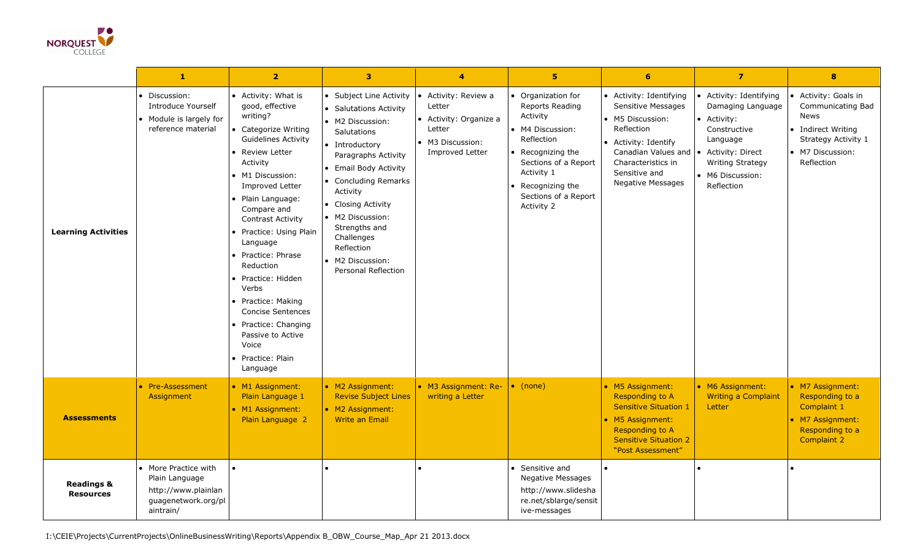| | 1 | 2 | 3 | 4 | 5 | 6 | 7 | 8 |
|---|---|---|---|---|---|---|---|---|
| **Learning Activities** | • Discussion: Introduce Yourself<br>• Module is largely for reference material | • Activity: What is good, effective writing?<br>• Categorize Writing Guidelines Activity<br>• Review Letter Activity<br>• M1 Discussion: Improved Letter<br>• Plain Language: Compare and Contrast Activity<br>• Practice: Using Plain Language<br>• Practice: Phrase Reduction<br>• Practice: Hidden Verbs<br>• Practice: Making Concise Sentences<br>• Practice: Changing Passive to Active Voice<br>• Practice: Plain Language | • Subject Line Activity<br>• Salutations Activity<br>• M2 Discussion: Salutations<br>• Introductory Paragraphs Activity<br>• Email Body Activity<br>• Concluding Remarks Activity<br>• Closing Activity<br>• M2 Discussion: Strengths and Challenges Reflection<br>• M2 Discussion: Personal Reflection | • Activity: Review a Letter<br>• Activity: Organize a Letter<br>• M3 Discussion: Improved Letter | • Organization for Reports Reading Activity<br>• M4 Discussion: Reflection<br>• Recognizing the Sections of a Report Activity 1<br>• Recognizing the Sections of a Report Activity 2 | • Activity: Identifying Sensitive Messages<br>• M5 Discussion: Reflection<br>• Activity: Identify Canadian Values and Characteristics in Sensitive and Negative Messages | • Activity: Identifying Damaging Language<br>• Activity: Constructive Language<br>• Activity: Direct Writing Strategy<br>• M6 Discussion: Reflection | • Activity: Goals in Communicating Bad News<br>• Indirect Writing Strategy Activity 1<br>• M7 Discussion: Reflection |
| **Assessments** | • Pre-Assessment Assignment | • M1 Assignment: Plain Language 1<br>• M1 Assignment: Plain Language 2 | • M2 Assignment: Revise Subject Lines<br>• M2 Assignment: Write an Email | • M3 Assignment: Re-writing a Letter | • (none) | • M5 Assignment: Responding to A Sensitive Situation 1<br>• M5 Assignment: Responding to A Sensitive Situation 2 "Post Assessment" | • M6 Assignment: Writing a Complaint Letter | • M7 Assignment: Responding to a Complaint 1<br>• M7 Assignment: Responding to a Complaint 2 |
| **Readings & Resources** | • More Practice with Plain Language http://www.plainlanguagenetwork.org/plaintrain/ | • | • | • | • Sensitive and Negative Messages http://www.slideshare.net/sblarge/sensitive-messages | • | • | • |

I:\CEIE\Projects\CurrentProjects\OnlineBusinessWriting\Reports\Appendix B_OBW_Course_Map_Apr 21 2013.docx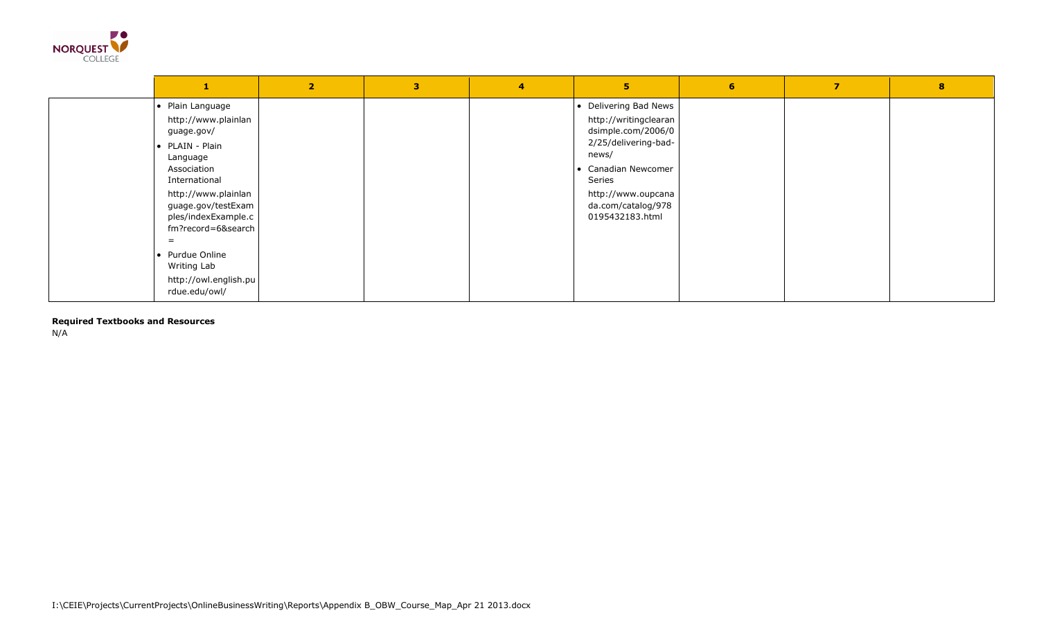| | 1 | 2 | 3 | 4 | 5 | 6 | 7 | 8 |
|---|---|---|---|---|---|---|---|---|
| | • Plain Language http://www.plainlanguage.gov/ • PLAIN - Plain Language Association International http://www.plainlanguage.gov/testExamples/indexExample.cfm?record=6&search= • Purdue Online Writing Lab http://owl.english.purdue.edu/owl/ | | | | • Delivering Bad News http://writingclearandsimple.com/2006/02/25/delivering-bad-news/ • Canadian Newcomer Series http://www.oupcanada.com/catalog/9780195432183.html | | | |

**Required Textbooks and Resources**

N/A